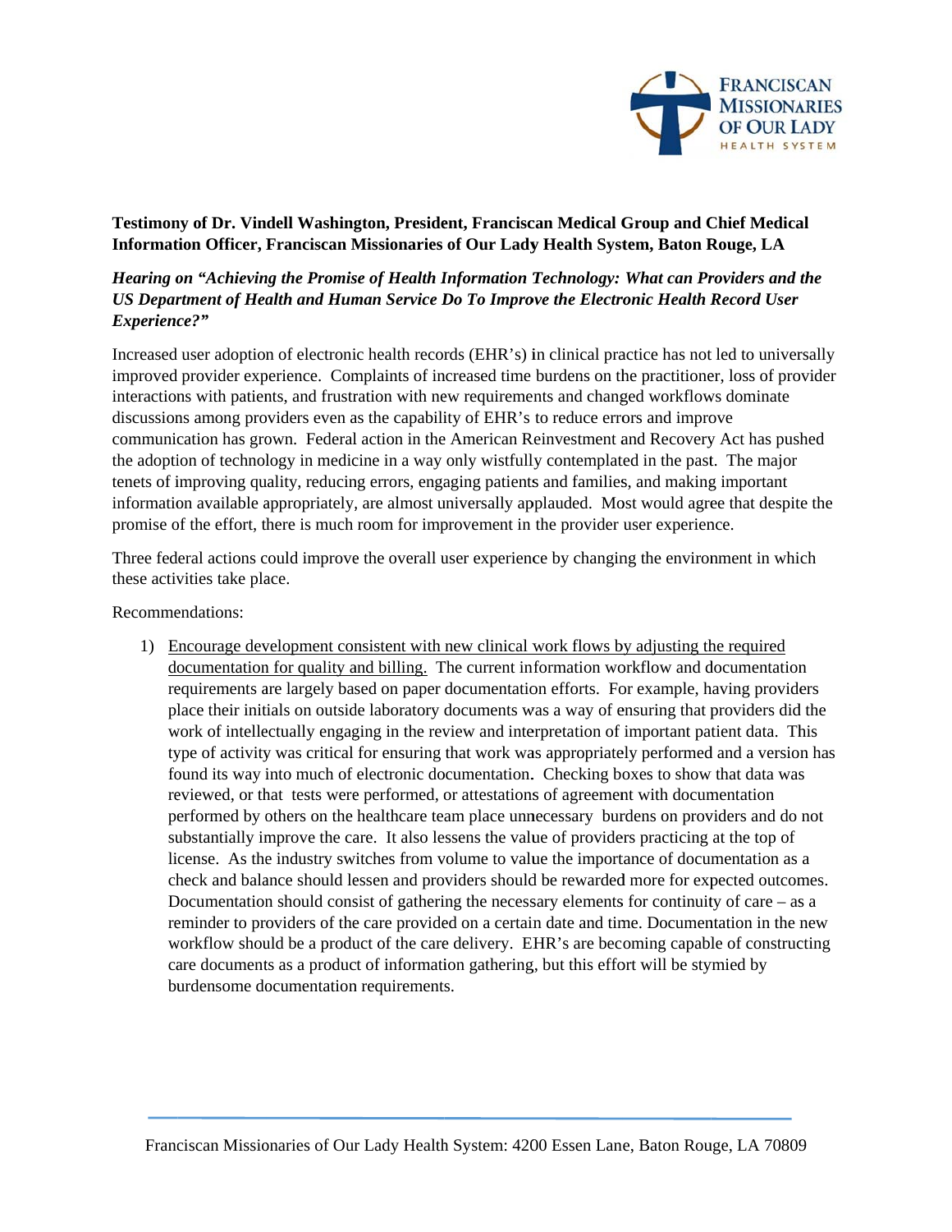**Testimony of Dr. Vindell Washington, President, Franciscan Medical Group and Chief Medical Information Officer, Franciscan Missionaries of Our Lady Health System, Baton Rouge, LA**

***Hearing on "Achieving the Promise of Health Information Technology: What can Providers and the US Department of Health and Human Service Do To Improve the Electronic Health Record User Experience?"***

Increased user adoption of electronic health records (EHR's) in clinical practice has not led to universally improved provider experience. Complaints of increased time burdens on the practitioner, loss of provider interactions with patients, and frustration with new requirements and changed workflows dominate discussions among providers even as the capability of EHR's to reduce errors and improve communication has grown. Federal action in the American Reinvestment and Recovery Act has pushed the adoption of technology in medicine in a way only wistfully contemplated in the past. The major tenets of improving quality, reducing errors, engaging patients and families, and making important information available appropriately, are almost universally applauded. Most would agree that despite the promise of the effort, there is much room for improvement in the provider user experience.

Three federal actions could improve the overall user experience by changing the environment in which these activities take place.

Recommendations:

1) <u>Encourage development consistent with new clinical work flows by adjusting the required documentation for quality and billing.</u> The current information workflow and documentation requirements are largely based on paper documentation efforts. For example, having providers place their initials on outside laboratory documents was a way of ensuring that providers did the work of intellectually engaging in the review and interpretation of important patient data. This type of activity was critical for ensuring that work was appropriately performed and a version has found its way into much of electronic documentation. Checking boxes to show that data was reviewed, or that tests were performed, or attestations of agreement with documentation performed by others on the healthcare team place unnecessary burdens on providers and do not substantially improve the care. It also lessens the value of providers practicing at the top of license. As the industry switches from volume to value the importance of documentation as a check and balance should lessen and providers should be rewarded more for expected outcomes. Documentation should consist of gathering the necessary elements for continuity of care – as a reminder to providers of the care provided on a certain date and time. Documentation in the new workflow should be a product of the care delivery. EHR's are becoming capable of constructing care documents as a product of information gathering, but this effort will be stymied by burdensome documentation requirements.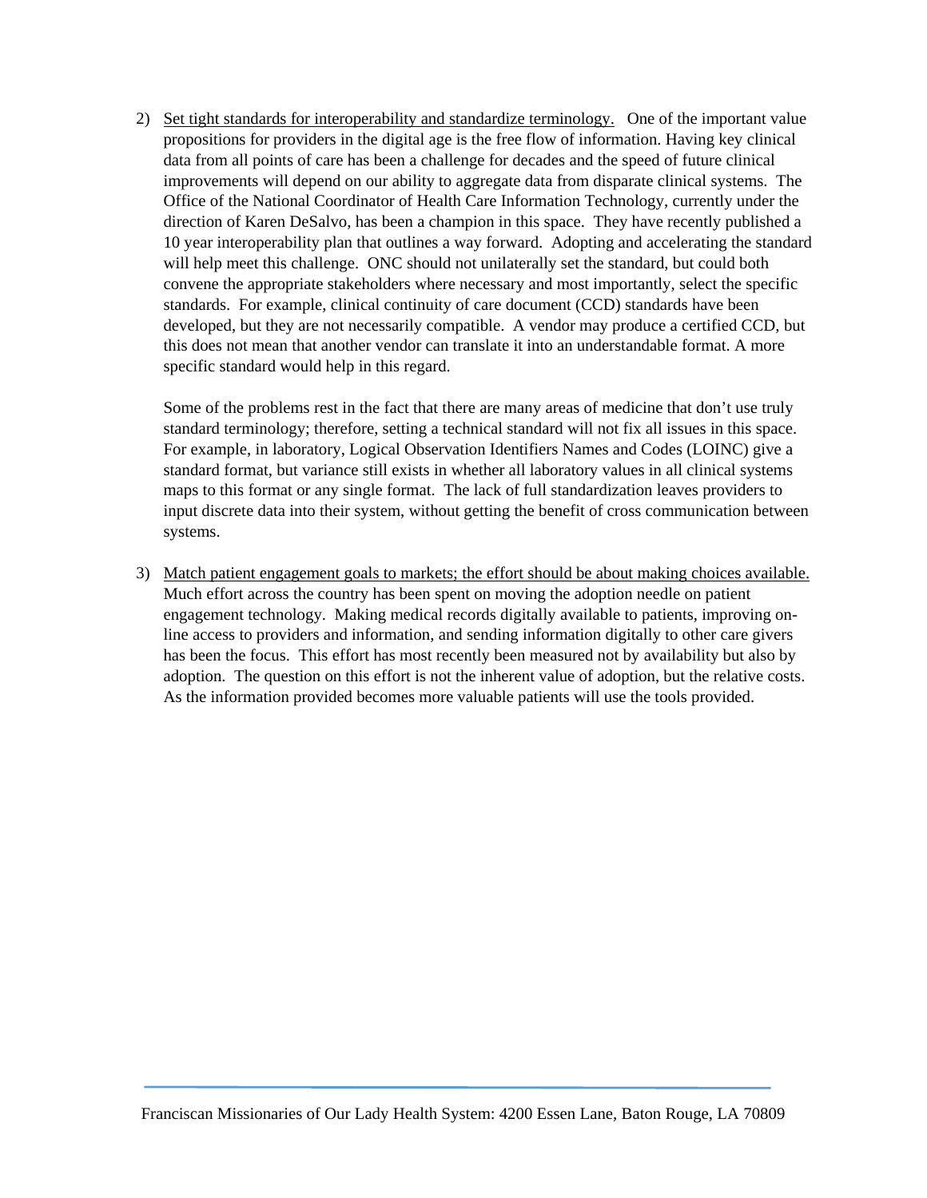2) <u>Set tight standards for interoperability and standardize terminology.</u> One of the important value propositions for providers in the digital age is the free flow of information. Having key clinical data from all points of care has been a challenge for decades and the speed of future clinical improvements will depend on our ability to aggregate data from disparate clinical systems. The Office of the National Coordinator of Health Care Information Technology, currently under the direction of Karen DeSalvo, has been a champion in this space. They have recently published a 10 year interoperability plan that outlines a way forward. Adopting and accelerating the standard will help meet this challenge. ONC should not unilaterally set the standard, but could both convene the appropriate stakeholders where necessary and most importantly, select the specific standards. For example, clinical continuity of care document (CCD) standards have been developed, but they are not necessarily compatible. A vendor may produce a certified CCD, but this does not mean that another vendor can translate it into an understandable format. A more specific standard would help in this regard.

   Some of the problems rest in the fact that there are many areas of medicine that don't use truly standard terminology; therefore, setting a technical standard will not fix all issues in this space. For example, in laboratory, Logical Observation Identifiers Names and Codes (LOINC) give a standard format, but variance still exists in whether all laboratory values in all clinical systems maps to this format or any single format. The lack of full standardization leaves providers to input discrete data into their system, without getting the benefit of cross communication between systems.

3) <u>Match patient engagement goals to markets; the effort should be about making choices available.</u> Much effort across the country has been spent on moving the adoption needle on patient engagement technology. Making medical records digitally available to patients, improving on-line access to providers and information, and sending information digitally to other care givers has been the focus. This effort has most recently been measured not by availability but also by adoption. The question on this effort is not the inherent value of adoption, but the relative costs. As the information provided becomes more valuable patients will use the tools provided.